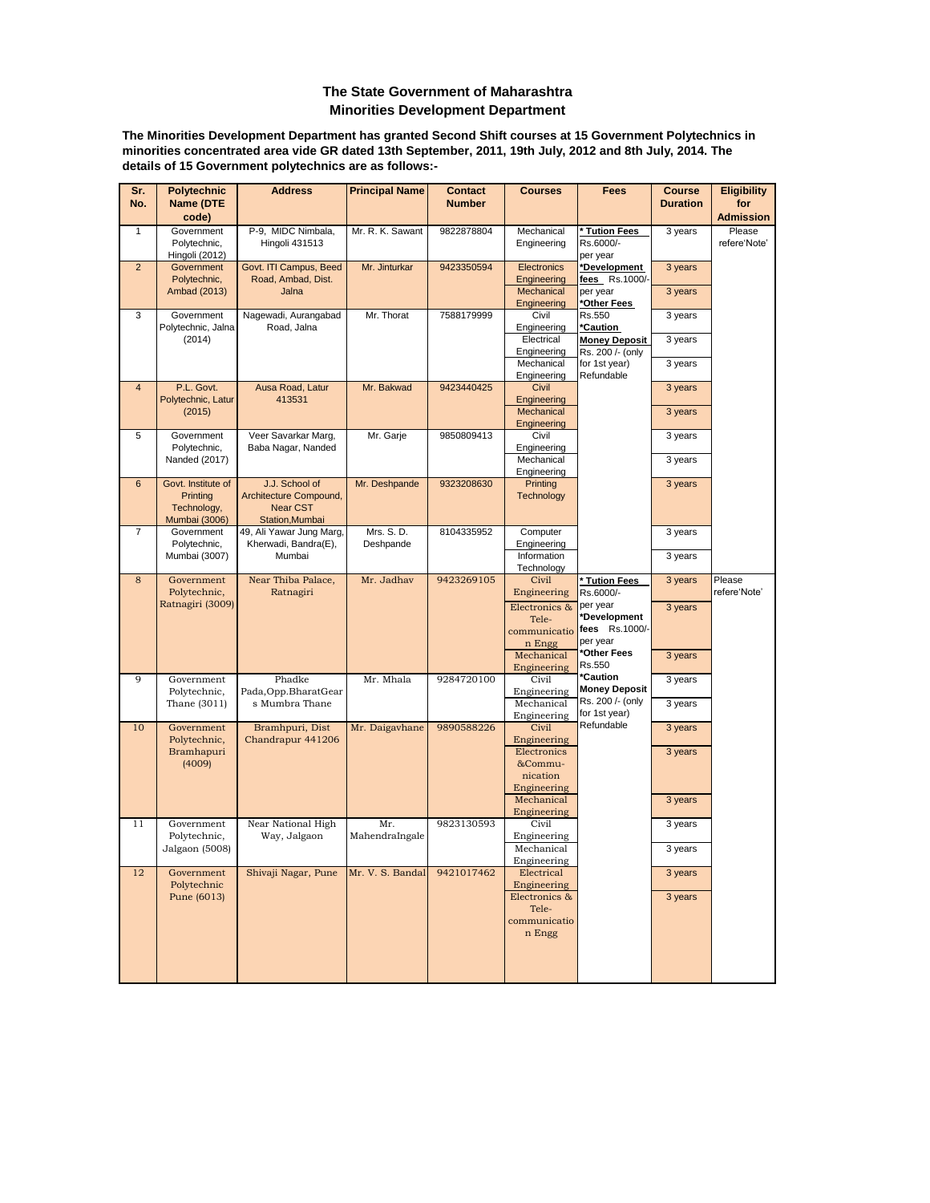## The State Government of Maharashtra
## Minorities Development Department

**The Minorities Development Department has granted Second Shift courses at 15 Government Polytechnics in minorities concentrated area vide GR dated 13th September, 2011, 19th July, 2012 and 8th July, 2014. The details of 15 Government polytechnics are as follows:-**

| Sr. No. | Polytechnic Name (DTE code) | Address | Principal Name | Contact Number | Courses | Fees | Course Duration | Eligibility for Admission |
|---|---|---|---|---|---|---|---|---|
| 1 | Government Polytechnic, Hingoli (2012) | P-9, MIDC Nimbala, Hingoli 431513 | Mr. R. K. Sawant | 9822878804 | Mechanical Engineering | * Tution Fees Rs.6000/- per year *Development fees Rs.1000/- per year *Other Fees Rs.550 *Caution Money Deposit Rs. 200 /- (only for 1st year) Refundable | 3 years | Please refere'Note' |
| 2 | Government Polytechnic, Ambad (2013) | Govt. ITI Campus, Beed Road, Ambad, Dist. Jalna | Mr. Jinturkar | 9423350594 | Electronics Engineering | | 3 years | |
| | | | | | Mechanical Engineering | | 3 years | |
| 3 | Government Polytechnic, Jalna (2014) | Nagewadi, Aurangabad Road, Jalna | Mr. Thorat | 7588179999 | Civil Engineering | | 3 years | |
| | | | | | Electrical Engineering | | 3 years | |
| | | | | | Mechanical Engineering | | 3 years | |
| 4 | P.L. Govt. Polytechnic, Latur (2015) | Ausa Road, Latur 413531 | Mr. Bakwad | 9423440425 | Civil Engineering | | 3 years | |
| | | | | | Mechanical Engineering | | 3 years | |
| 5 | Government Polytechnic, Nanded (2017) | Veer Savarkar Marg, Baba Nagar, Nanded | Mr. Garje | 9850809413 | Civil Engineering | | 3 years | |
| | | | | | Mechanical Engineering | | 3 years | |
| 6 | Govt. Institute of Printing Technology, Mumbai (3006) | J.J. School of Architecture Compound, Near CST Station,Mumbai | Mr. Deshpande | 9323208630 | Printing Technology | | 3 years | |
| 7 | Government Polytechnic, Mumbai (3007) | 49, Ali Yawar Jung Marg, Kherwadi, Bandra(E), Mumbai | Mrs. S. D. Deshpande | 8104335952 | Computer Engineering | | 3 years | |
| | | | | | Information Technology | | 3 years | |
| 8 | Government Polytechnic, Ratnagiri (3009) | Near Thiba Palace, Ratnagiri | Mr. Jadhav | 9423269105 | Civil Engineering | * Tution Fees Rs.6000/- per year *Development fees Rs.1000/- per year *Other Fees Rs.550 *Caution Money Deposit Rs. 200 /- (only for 1st year) Refundable | 3 years | Please refere'Note' |
| | | | | | Electronics & Tele-communication Engg | | 3 years | |
| | | | | | Mechanical Engineering | | 3 years | |
| 9 | Government Polytechnic, Thane (3011) | Phadke Pada,Opp.BharatGears Mumbra Thane | Mr. Mhala | 9284720100 | Civil Engineering | | 3 years | |
| | | | | | Mechanical Engineering | | 3 years | |
| 10 | Government Polytechnic, Bramhapuri (4009) | Bramhpuri, Dist Chandrapur 441206 | Mr. Daigavhane | 9890588226 | Civil Engineering | | 3 years | |
| | | | | | Electronics &Commu-nication Engineering | | 3 years | |
| | | | | | Mechanical Engineering | | 3 years | |
| 11 | Government Polytechnic, Jalgaon (5008) | Near National High Way, Jalgaon | Mr. MahendraIngale | 9823130593 | Civil Engineering | | 3 years | |
| | | | | | Mechanical Engineering | | 3 years | |
| 12 | Government Polytechnic Pune (6013) | Shivaji Nagar, Pune | Mr. V. S. Bandal | 9421017462 | Electrical Engineering | | 3 years | |
| | | | | | Electronics & Tele-communication Engg | | 3 years | |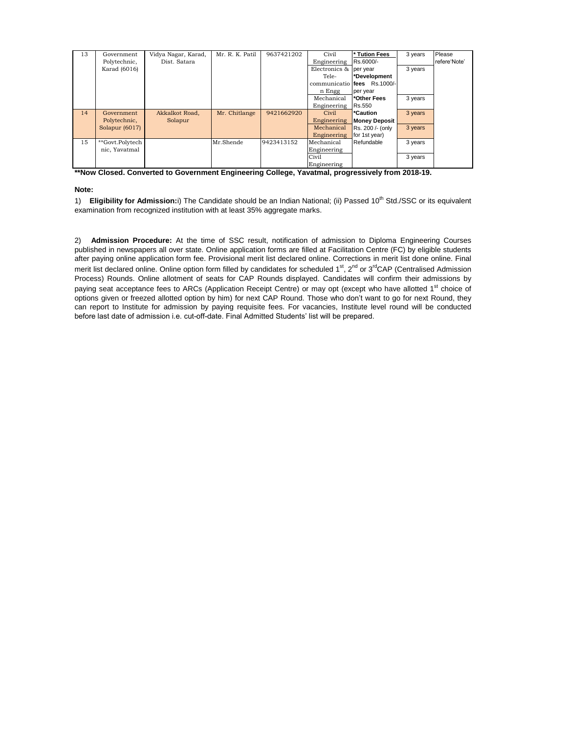| | | | | | | | | |
|---|---|---|---|---|---|---|---|---|
| 13 | Government Polytechnic, Karad (6016) | Vidya Nagar, Karad, Dist. Satara | Mr. R. K. Patil | 9637421202 | Civil Engineering | **\* Tution Fees** Rs.6000/- per year | 3 years | Please refere'Note' |
| | | | | | Electronics & Tele-communication Engg | **\*Development fees** Rs.1000/- per year | 3 years | |
| | | | | | Mechanical Engineering | **\*Other Fees** Rs.550 | 3 years | |
| 14 | Government Polytechnic, Solapur (6017) | Akkalkot Road, Solapur | Mr. Chitlange | 9421662920 | Civil Engineering | **\*Caution Money Deposit** | 3 years | |
| | | | | | Mechanical Engineering | Rs. 200 /- (only for 1st year) | 3 years | |
| 15 | \*\*Govt.Polytechnic, Yavatmal | | Mr.Shende | 9423413152 | Mechanical Engineering | Refundable | 3 years | |
| | | | | | Civil Engineering | | 3 years | |

**\*\*Now Closed. Converted to Government Engineering College, Yavatmal, progressively from 2018-19.**

**Note:**

1) **Eligibility for Admission:**i) The Candidate should be an Indian National; (ii) Passed 10th Std./SSC or its equivalent examination from recognized institution with at least 35% aggregate marks.

2) **Admission Procedure:** At the time of SSC result, notification of admission to Diploma Engineering Courses published in newspapers all over state. Online application forms are filled at Facilitation Centre (FC) by eligible students after paying online application form fee. Provisional merit list declared online. Corrections in merit list done online. Final merit list declared online. Online option form filled by candidates for scheduled 1st, 2nd or 3rdCAP (Centralised Admission Process) Rounds. Online allotment of seats for CAP Rounds displayed. Candidates will confirm their admissions by paying seat acceptance fees to ARCs (Application Receipt Centre) or may opt (except who have allotted 1st choice of options given or freezed allotted option by him) for next CAP Round. Those who don't want to go for next Round, they can report to Institute for admission by paying requisite fees. For vacancies, Institute level round will be conducted before last date of admission i.e. cut-off-date. Final Admitted Students' list will be prepared.